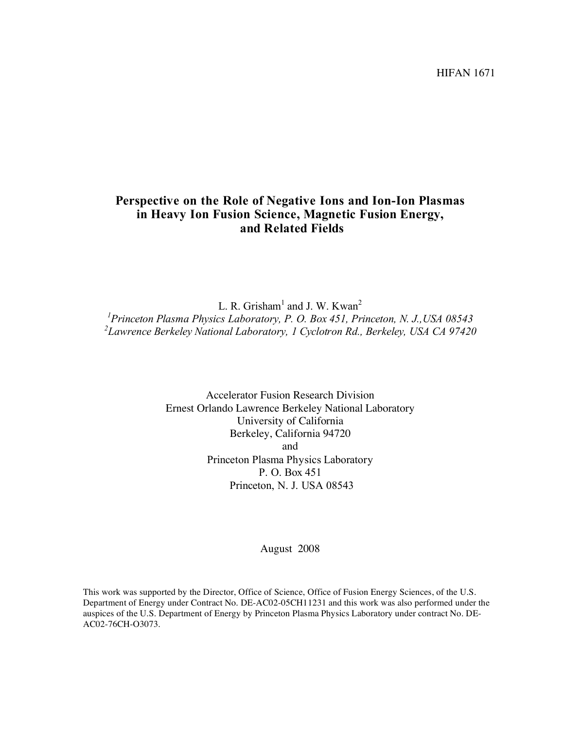HIFAN 1671

# Perspective on the Role of Negative Ions and Ion-Ion Plasmas in Heavy Ion Fusion Science, Magnetic Fusion Energy, and Related Fields

L. R. Grisham[1] and J. W. Kwan[2]

[1]*Princeton Plasma Physics Laboratory, P. O. Box 451, Princeton, N. J.,USA 08543*

[2]*Lawrence Berkeley National Laboratory, 1 Cyclotron Rd., Berkeley, USA CA 97420*

Accelerator Fusion Research Division
Ernest Orlando Lawrence Berkeley National Laboratory
University of California
Berkeley, California 94720
and
Princeton Plasma Physics Laboratory
P. O. Box 451
Princeton, N. J. USA 08543

August 2008

This work was supported by the Director, Office of Science, Office of Fusion Energy Sciences, of the U.S. Department of Energy under Contract No. DE-AC02-05CH11231 and this work was also performed under the auspices of the U.S. Department of Energy by Princeton Plasma Physics Laboratory under contract No. DE-AC02-76CH-O3073.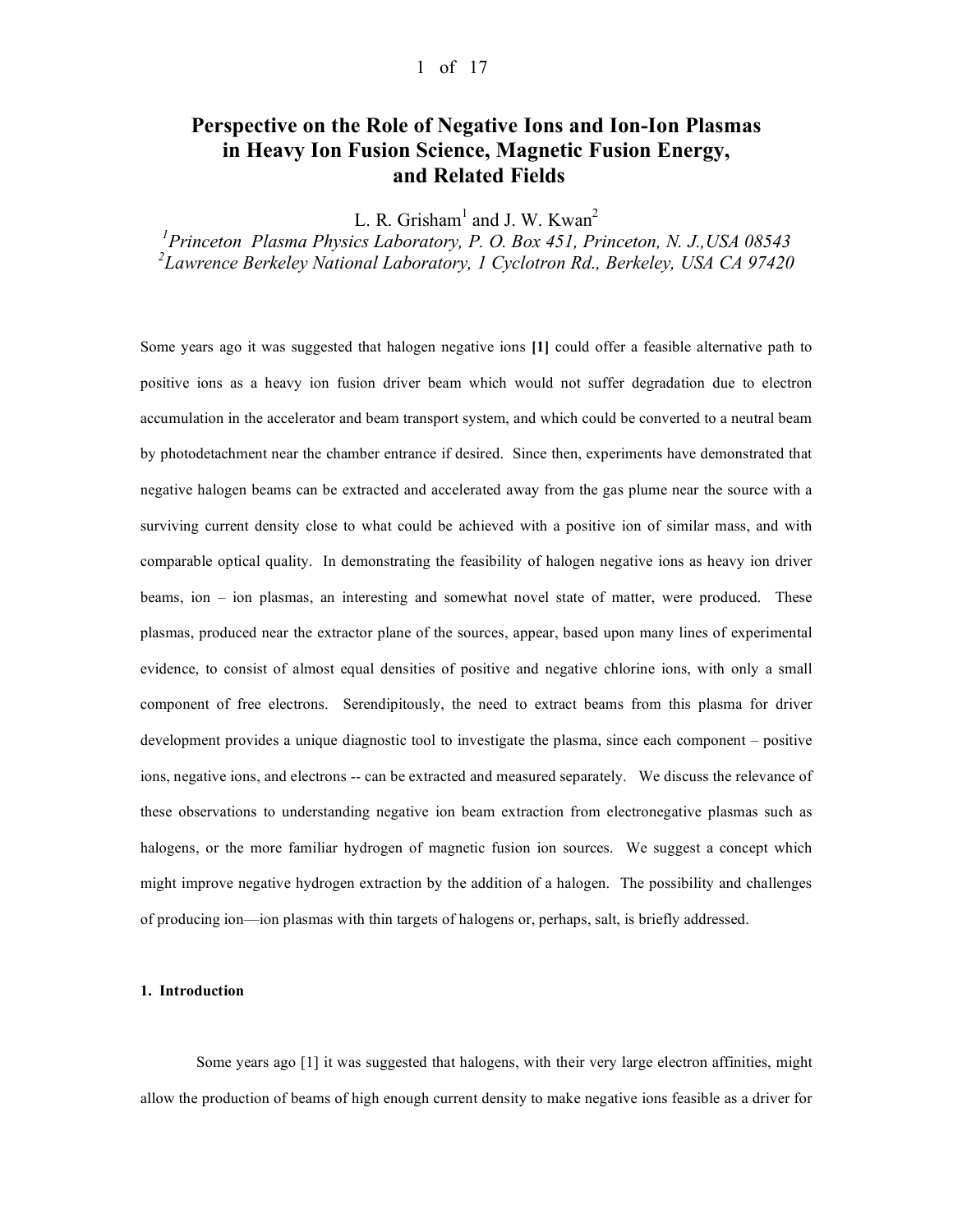# Perspective on the Role of Negative Ions and Ion-Ion Plasmas in Heavy Ion Fusion Science, Magnetic Fusion Energy, and Related Fields

L. R. Grisham[1] and J. W. Kwan[2]

[1] *Princeton Plasma Physics Laboratory, P. O. Box 451, Princeton, N. J.,USA 08543*
[2] *Lawrence Berkeley National Laboratory, 1 Cyclotron Rd., Berkeley, USA CA 97420*

Some years ago it was suggested that halogen negative ions **[1]** could offer a feasible alternative path to positive ions as a heavy ion fusion driver beam which would not suffer degradation due to electron accumulation in the accelerator and beam transport system, and which could be converted to a neutral beam by photodetachment near the chamber entrance if desired. Since then, experiments have demonstrated that negative halogen beams can be extracted and accelerated away from the gas plume near the source with a surviving current density close to what could be achieved with a positive ion of similar mass, and with comparable optical quality. In demonstrating the feasibility of halogen negative ions as heavy ion driver beams, ion – ion plasmas, an interesting and somewhat novel state of matter, were produced. These plasmas, produced near the extractor plane of the sources, appear, based upon many lines of experimental evidence, to consist of almost equal densities of positive and negative chlorine ions, with only a small component of free electrons. Serendipitously, the need to extract beams from this plasma for driver development provides a unique diagnostic tool to investigate the plasma, since each component – positive ions, negative ions, and electrons -- can be extracted and measured separately. We discuss the relevance of these observations to understanding negative ion beam extraction from electronegative plasmas such as halogens, or the more familiar hydrogen of magnetic fusion ion sources. We suggest a concept which might improve negative hydrogen extraction by the addition of a halogen. The possibility and challenges of producing ion—ion plasmas with thin targets of halogens or, perhaps, salt, is briefly addressed.

### 1. Introduction

Some years ago [1] it was suggested that halogens, with their very large electron affinities, might allow the production of beams of high enough current density to make negative ions feasible as a driver for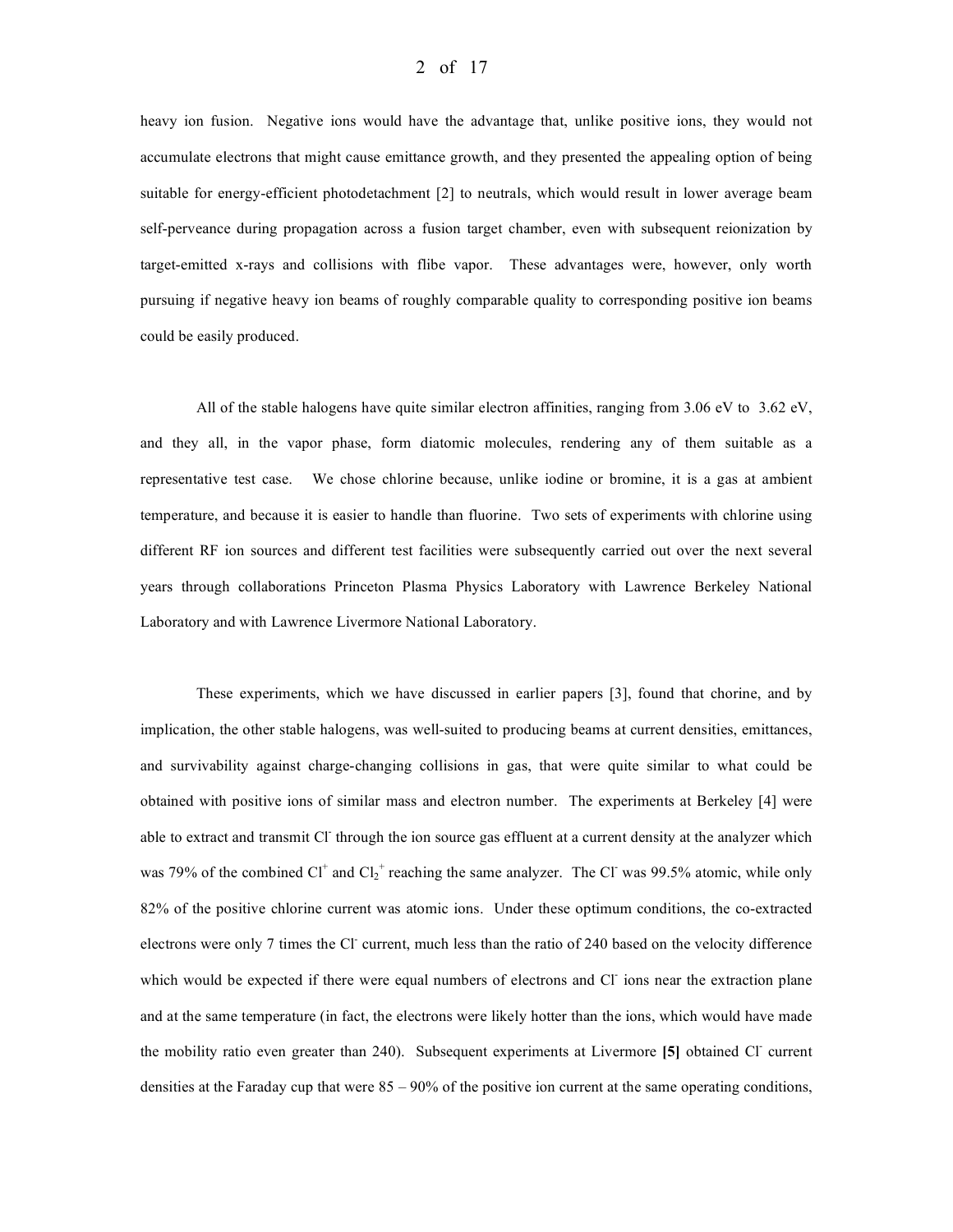heavy ion fusion. Negative ions would have the advantage that, unlike positive ions, they would not accumulate electrons that might cause emittance growth, and they presented the appealing option of being suitable for energy-efficient photodetachment [2] to neutrals, which would result in lower average beam self-perveance during propagation across a fusion target chamber, even with subsequent reionization by target-emitted x-rays and collisions with flibe vapor. These advantages were, however, only worth pursuing if negative heavy ion beams of roughly comparable quality to corresponding positive ion beams could be easily produced.

All of the stable halogens have quite similar electron affinities, ranging from 3.06 eV to 3.62 eV, and they all, in the vapor phase, form diatomic molecules, rendering any of them suitable as a representative test case. We chose chlorine because, unlike iodine or bromine, it is a gas at ambient temperature, and because it is easier to handle than fluorine. Two sets of experiments with chlorine using different RF ion sources and different test facilities were subsequently carried out over the next several years through collaborations Princeton Plasma Physics Laboratory with Lawrence Berkeley National Laboratory and with Lawrence Livermore National Laboratory.

These experiments, which we have discussed in earlier papers [3], found that chorine, and by implication, the other stable halogens, was well-suited to producing beams at current densities, emittances, and survivability against charge-changing collisions in gas, that were quite similar to what could be obtained with positive ions of similar mass and electron number. The experiments at Berkeley [4] were able to extract and transmit $Cl^-$ through the ion source gas effluent at a current density at the analyzer which was 79% of the combined $Cl^+$ and $Cl_2^+$ reaching the same analyzer. The $Cl^-$ was 99.5% atomic, while only 82% of the positive chlorine current was atomic ions. Under these optimum conditions, the co-extracted electrons were only 7 times the $Cl^-$ current, much less than the ratio of 240 based on the velocity difference which would be expected if there were equal numbers of electrons and $Cl^-$ ions near the extraction plane and at the same temperature (in fact, the electrons were likely hotter than the ions, which would have made the mobility ratio even greater than 240). Subsequent experiments at Livermore **[5]** obtained $Cl^-$ current densities at the Faraday cup that were 85 – 90% of the positive ion current at the same operating conditions,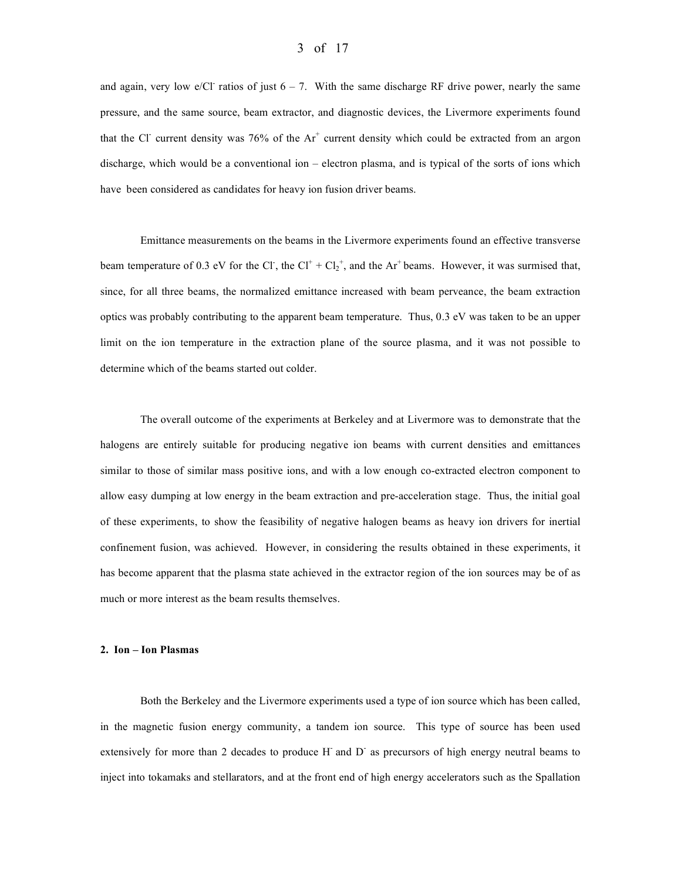and again, very low e/$Cl^-$ ratios of just 6 – 7. With the same discharge RF drive power, nearly the same pressure, and the same source, beam extractor, and diagnostic devices, the Livermore experiments found that the $Cl^-$ current density was 76% of the $Ar^+$ current density which could be extracted from an argon discharge, which would be a conventional ion – electron plasma, and is typical of the sorts of ions which have been considered as candidates for heavy ion fusion driver beams.

Emittance measurements on the beams in the Livermore experiments found an effective transverse beam temperature of 0.3 eV for the $Cl^-$, the $Cl^+ + Cl_2^+$, and the $Ar^+$ beams. However, it was surmised that, since, for all three beams, the normalized emittance increased with beam perveance, the beam extraction optics was probably contributing to the apparent beam temperature. Thus, 0.3 eV was taken to be an upper limit on the ion temperature in the extraction plane of the source plasma, and it was not possible to determine which of the beams started out colder.

The overall outcome of the experiments at Berkeley and at Livermore was to demonstrate that the halogens are entirely suitable for producing negative ion beams with current densities and emittances similar to those of similar mass positive ions, and with a low enough co-extracted electron component to allow easy dumping at low energy in the beam extraction and pre-acceleration stage. Thus, the initial goal of these experiments, to show the feasibility of negative halogen beams as heavy ion drivers for inertial confinement fusion, was achieved. However, in considering the results obtained in these experiments, it has become apparent that the plasma state achieved in the extractor region of the ion sources may be of as much or more interest as the beam results themselves.

## 2. Ion – Ion Plasmas

Both the Berkeley and the Livermore experiments used a type of ion source which has been called, in the magnetic fusion energy community, a tandem ion source. This type of source has been used extensively for more than 2 decades to produce $H^-$ and $D^-$ as precursors of high energy neutral beams to inject into tokamaks and stellarators, and at the front end of high energy accelerators such as the Spallation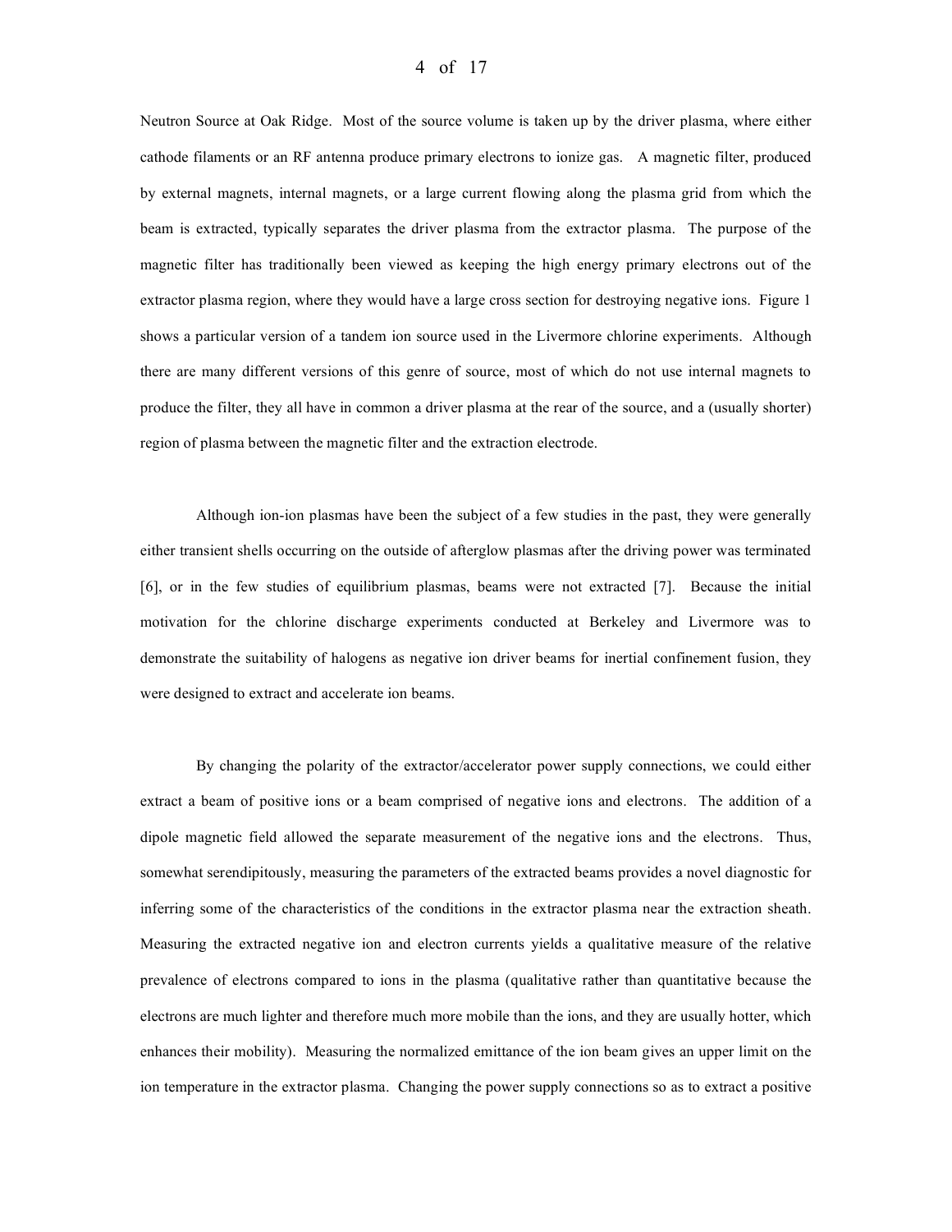Neutron Source at Oak Ridge. Most of the source volume is taken up by the driver plasma, where either cathode filaments or an RF antenna produce primary electrons to ionize gas. A magnetic filter, produced by external magnets, internal magnets, or a large current flowing along the plasma grid from which the beam is extracted, typically separates the driver plasma from the extractor plasma. The purpose of the magnetic filter has traditionally been viewed as keeping the high energy primary electrons out of the extractor plasma region, where they would have a large cross section for destroying negative ions. Figure 1 shows a particular version of a tandem ion source used in the Livermore chlorine experiments. Although there are many different versions of this genre of source, most of which do not use internal magnets to produce the filter, they all have in common a driver plasma at the rear of the source, and a (usually shorter) region of plasma between the magnetic filter and the extraction electrode.

Although ion-ion plasmas have been the subject of a few studies in the past, they were generally either transient shells occurring on the outside of afterglow plasmas after the driving power was terminated [6], or in the few studies of equilibrium plasmas, beams were not extracted [7]. Because the initial motivation for the chlorine discharge experiments conducted at Berkeley and Livermore was to demonstrate the suitability of halogens as negative ion driver beams for inertial confinement fusion, they were designed to extract and accelerate ion beams.

By changing the polarity of the extractor/accelerator power supply connections, we could either extract a beam of positive ions or a beam comprised of negative ions and electrons. The addition of a dipole magnetic field allowed the separate measurement of the negative ions and the electrons. Thus, somewhat serendipitously, measuring the parameters of the extracted beams provides a novel diagnostic for inferring some of the characteristics of the conditions in the extractor plasma near the extraction sheath. Measuring the extracted negative ion and electron currents yields a qualitative measure of the relative prevalence of electrons compared to ions in the plasma (qualitative rather than quantitative because the electrons are much lighter and therefore much more mobile than the ions, and they are usually hotter, which enhances their mobility). Measuring the normalized emittance of the ion beam gives an upper limit on the ion temperature in the extractor plasma. Changing the power supply connections so as to extract a positive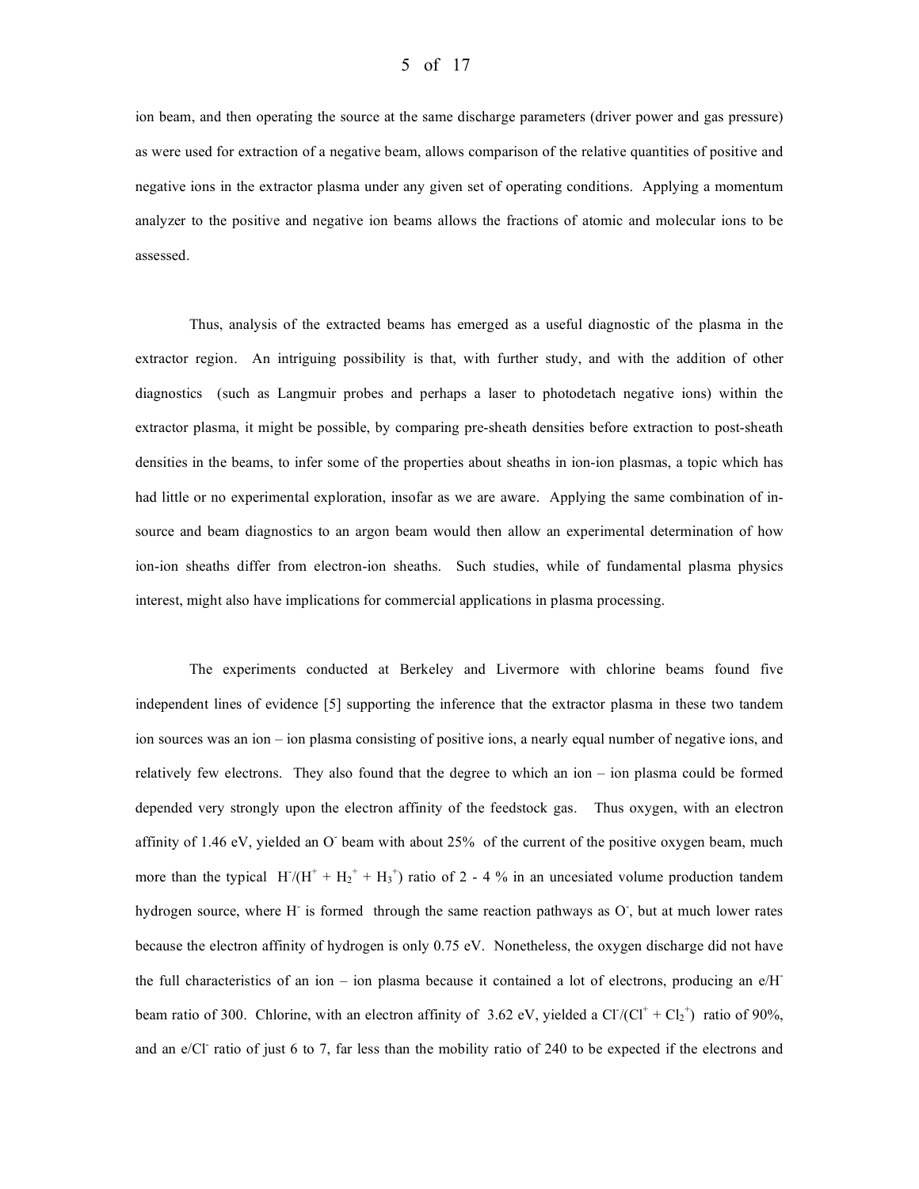ion beam, and then operating the source at the same discharge parameters (driver power and gas pressure) as were used for extraction of a negative beam, allows comparison of the relative quantities of positive and negative ions in the extractor plasma under any given set of operating conditions. Applying a momentum analyzer to the positive and negative ion beams allows the fractions of atomic and molecular ions to be assessed.

Thus, analysis of the extracted beams has emerged as a useful diagnostic of the plasma in the extractor region. An intriguing possibility is that, with further study, and with the addition of other diagnostics (such as Langmuir probes and perhaps a laser to photodetach negative ions) within the extractor plasma, it might be possible, by comparing pre-sheath densities before extraction to post-sheath densities in the beams, to infer some of the properties about sheaths in ion-ion plasmas, a topic which has had little or no experimental exploration, insofar as we are aware. Applying the same combination of in-source and beam diagnostics to an argon beam would then allow an experimental determination of how ion-ion sheaths differ from electron-ion sheaths. Such studies, while of fundamental plasma physics interest, might also have implications for commercial applications in plasma processing.

The experiments conducted at Berkeley and Livermore with chlorine beams found five independent lines of evidence [5] supporting the inference that the extractor plasma in these two tandem ion sources was an ion – ion plasma consisting of positive ions, a nearly equal number of negative ions, and relatively few electrons. They also found that the degree to which an ion – ion plasma could be formed depended very strongly upon the electron affinity of the feedstock gas. Thus oxygen, with an electron affinity of 1.46 eV, yielded an $O^-$ beam with about 25% of the current of the positive oxygen beam, much more than the typical $H^-/(H^+ + H_2^+ + H_3^+)$ ratio of 2 - 4 % in an uncesiated volume production tandem hydrogen source, where $H^-$ is formed through the same reaction pathways as $O^-$, but at much lower rates because the electron affinity of hydrogen is only 0.75 eV. Nonetheless, the oxygen discharge did not have the full characteristics of an ion – ion plasma because it contained a lot of electrons, producing an $e/H^-$ beam ratio of 300. Chlorine, with an electron affinity of 3.62 eV, yielded a $Cl^-/(Cl^+ + Cl_2^+)$ ratio of 90%, and an $e/Cl^-$ ratio of just 6 to 7, far less than the mobility ratio of 240 to be expected if the electrons and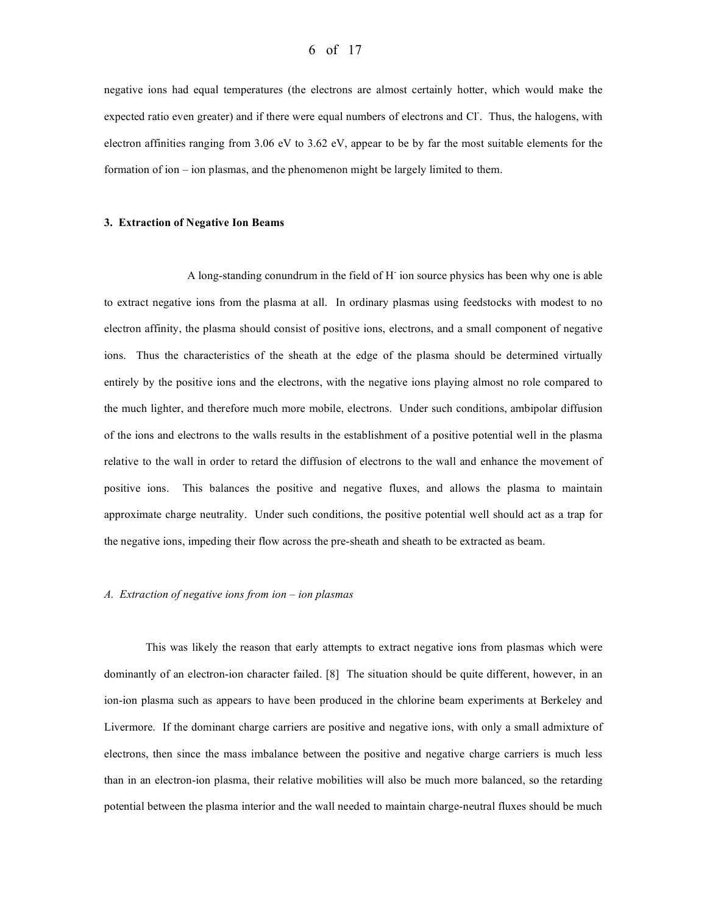negative ions had equal temperatures (the electrons are almost certainly hotter, which would make the expected ratio even greater) and if there were equal numbers of electrons and $Cl^-$. Thus, the halogens, with electron affinities ranging from 3.06 eV to 3.62 eV, appear to be by far the most suitable elements for the formation of ion – ion plasmas, and the phenomenon might be largely limited to them.

### 3. Extraction of Negative Ion Beams

A long-standing conundrum in the field of $H^-$ ion source physics has been why one is able to extract negative ions from the plasma at all. In ordinary plasmas using feedstocks with modest to no electron affinity, the plasma should consist of positive ions, electrons, and a small component of negative ions. Thus the characteristics of the sheath at the edge of the plasma should be determined virtually entirely by the positive ions and the electrons, with the negative ions playing almost no role compared to the much lighter, and therefore much more mobile, electrons. Under such conditions, ambipolar diffusion of the ions and electrons to the walls results in the establishment of a positive potential well in the plasma relative to the wall in order to retard the diffusion of electrons to the wall and enhance the movement of positive ions. This balances the positive and negative fluxes, and allows the plasma to maintain approximate charge neutrality. Under such conditions, the positive potential well should act as a trap for the negative ions, impeding their flow across the pre-sheath and sheath to be extracted as beam.

#### *A. Extraction of negative ions from ion – ion plasmas*

This was likely the reason that early attempts to extract negative ions from plasmas which were dominantly of an electron-ion character failed. [8] The situation should be quite different, however, in an ion-ion plasma such as appears to have been produced in the chlorine beam experiments at Berkeley and Livermore. If the dominant charge carriers are positive and negative ions, with only a small admixture of electrons, then since the mass imbalance between the positive and negative charge carriers is much less than in an electron-ion plasma, their relative mobilities will also be much more balanced, so the retarding potential between the plasma interior and the wall needed to maintain charge-neutral fluxes should be much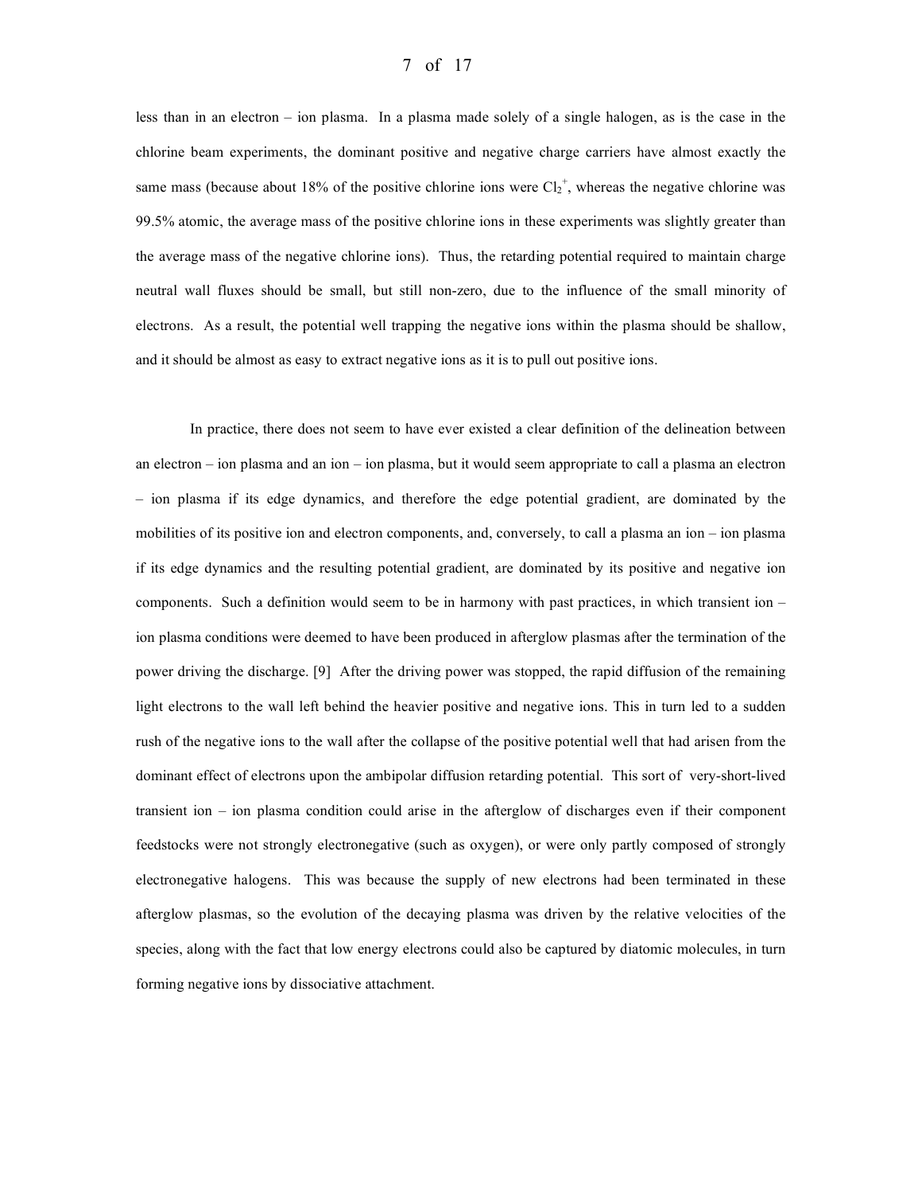less than in an electron – ion plasma. In a plasma made solely of a single halogen, as is the case in the chlorine beam experiments, the dominant positive and negative charge carriers have almost exactly the same mass (because about 18% of the positive chlorine ions were $Cl_2^+$, whereas the negative chlorine was 99.5% atomic, the average mass of the positive chlorine ions in these experiments was slightly greater than the average mass of the negative chlorine ions). Thus, the retarding potential required to maintain charge neutral wall fluxes should be small, but still non-zero, due to the influence of the small minority of electrons. As a result, the potential well trapping the negative ions within the plasma should be shallow, and it should be almost as easy to extract negative ions as it is to pull out positive ions.

In practice, there does not seem to have ever existed a clear definition of the delineation between an electron – ion plasma and an ion – ion plasma, but it would seem appropriate to call a plasma an electron – ion plasma if its edge dynamics, and therefore the edge potential gradient, are dominated by the mobilities of its positive ion and electron components, and, conversely, to call a plasma an ion – ion plasma if its edge dynamics and the resulting potential gradient, are dominated by its positive and negative ion components. Such a definition would seem to be in harmony with past practices, in which transient ion – ion plasma conditions were deemed to have been produced in afterglow plasmas after the termination of the power driving the discharge. [9] After the driving power was stopped, the rapid diffusion of the remaining light electrons to the wall left behind the heavier positive and negative ions. This in turn led to a sudden rush of the negative ions to the wall after the collapse of the positive potential well that had arisen from the dominant effect of electrons upon the ambipolar diffusion retarding potential. This sort of very-short-lived transient ion – ion plasma condition could arise in the afterglow of discharges even if their component feedstocks were not strongly electronegative (such as oxygen), or were only partly composed of strongly electronegative halogens. This was because the supply of new electrons had been terminated in these afterglow plasmas, so the evolution of the decaying plasma was driven by the relative velocities of the species, along with the fact that low energy electrons could also be captured by diatomic molecules, in turn forming negative ions by dissociative attachment.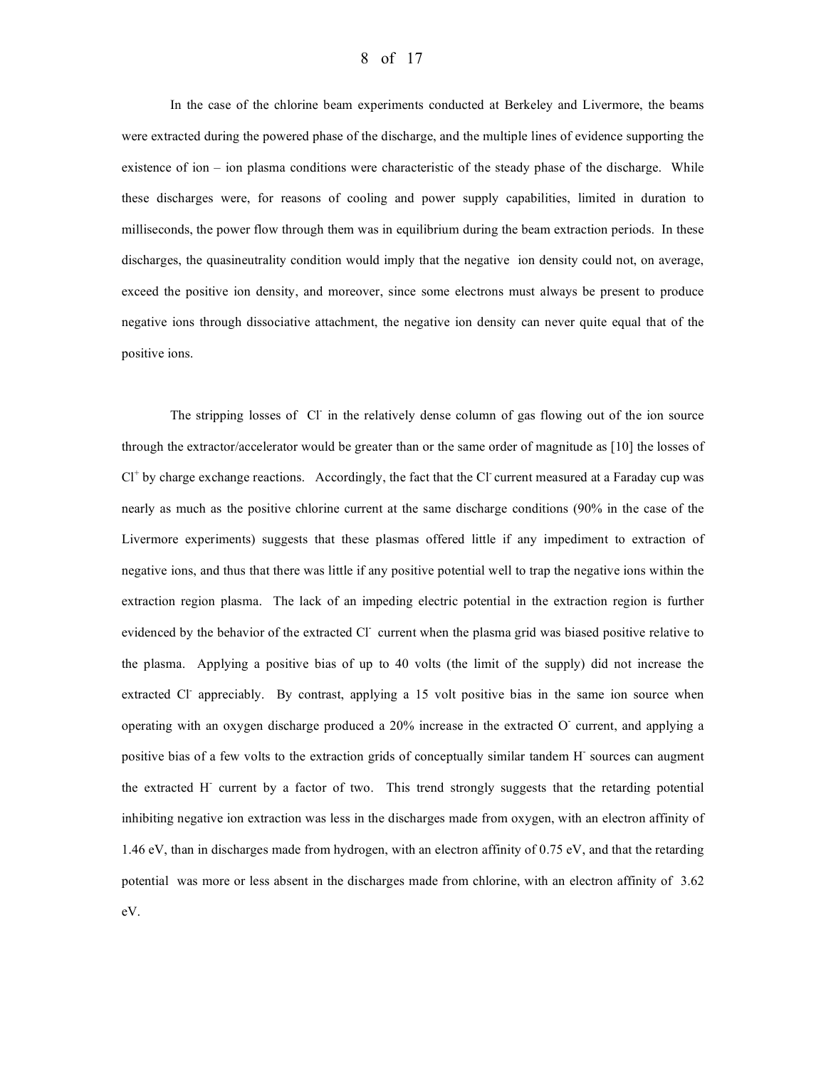In the case of the chlorine beam experiments conducted at Berkeley and Livermore, the beams were extracted during the powered phase of the discharge, and the multiple lines of evidence supporting the existence of ion – ion plasma conditions were characteristic of the steady phase of the discharge. While these discharges were, for reasons of cooling and power supply capabilities, limited in duration to milliseconds, the power flow through them was in equilibrium during the beam extraction periods. In these discharges, the quasineutrality condition would imply that the negative ion density could not, on average, exceed the positive ion density, and moreover, since some electrons must always be present to produce negative ions through dissociative attachment, the negative ion density can never quite equal that of the positive ions.

The stripping losses of $Cl^-$ in the relatively dense column of gas flowing out of the ion source through the extractor/accelerator would be greater than or the same order of magnitude as [10] the losses of $Cl^+$ by charge exchange reactions. Accordingly, the fact that the $Cl^-$ current measured at a Faraday cup was nearly as much as the positive chlorine current at the same discharge conditions (90% in the case of the Livermore experiments) suggests that these plasmas offered little if any impediment to extraction of negative ions, and thus that there was little if any positive potential well to trap the negative ions within the extraction region plasma. The lack of an impeding electric potential in the extraction region is further evidenced by the behavior of the extracted $Cl^-$ current when the plasma grid was biased positive relative to the plasma. Applying a positive bias of up to 40 volts (the limit of the supply) did not increase the extracted $Cl^-$ appreciably. By contrast, applying a 15 volt positive bias in the same ion source when operating with an oxygen discharge produced a 20% increase in the extracted $O^-$ current, and applying a positive bias of a few volts to the extraction grids of conceptually similar tandem $H^-$ sources can augment the extracted $H^-$ current by a factor of two. This trend strongly suggests that the retarding potential inhibiting negative ion extraction was less in the discharges made from oxygen, with an electron affinity of 1.46 eV, than in discharges made from hydrogen, with an electron affinity of 0.75 eV, and that the retarding potential was more or less absent in the discharges made from chlorine, with an electron affinity of 3.62 eV.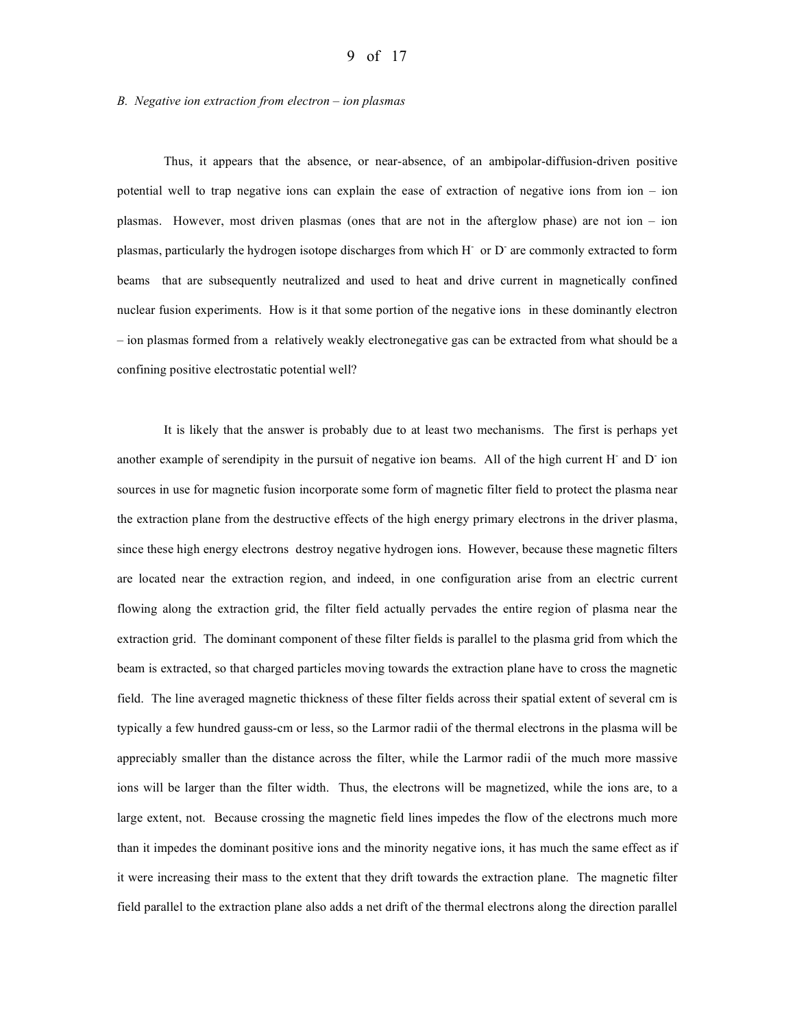*B. Negative ion extraction from electron – ion plasmas*

Thus, it appears that the absence, or near-absence, of an ambipolar-diffusion-driven positive potential well to trap negative ions can explain the ease of extraction of negative ions from ion – ion plasmas. However, most driven plasmas (ones that are not in the afterglow phase) are not ion – ion plasmas, particularly the hydrogen isotope discharges from which $H^-$ or $D^-$ are commonly extracted to form beams that are subsequently neutralized and used to heat and drive current in magnetically confined nuclear fusion experiments. How is it that some portion of the negative ions in these dominantly electron – ion plasmas formed from a relatively weakly electronegative gas can be extracted from what should be a confining positive electrostatic potential well?

It is likely that the answer is probably due to at least two mechanisms. The first is perhaps yet another example of serendipity in the pursuit of negative ion beams. All of the high current $H^-$ and $D^-$ ion sources in use for magnetic fusion incorporate some form of magnetic filter field to protect the plasma near the extraction plane from the destructive effects of the high energy primary electrons in the driver plasma, since these high energy electrons destroy negative hydrogen ions. However, because these magnetic filters are located near the extraction region, and indeed, in one configuration arise from an electric current flowing along the extraction grid, the filter field actually pervades the entire region of plasma near the extraction grid. The dominant component of these filter fields is parallel to the plasma grid from which the beam is extracted, so that charged particles moving towards the extraction plane have to cross the magnetic field. The line averaged magnetic thickness of these filter fields across their spatial extent of several cm is typically a few hundred gauss-cm or less, so the Larmor radii of the thermal electrons in the plasma will be appreciably smaller than the distance across the filter, while the Larmor radii of the much more massive ions will be larger than the filter width. Thus, the electrons will be magnetized, while the ions are, to a large extent, not. Because crossing the magnetic field lines impedes the flow of the electrons much more than it impedes the dominant positive ions and the minority negative ions, it has much the same effect as if it were increasing their mass to the extent that they drift towards the extraction plane. The magnetic filter field parallel to the extraction plane also adds a net drift of the thermal electrons along the direction parallel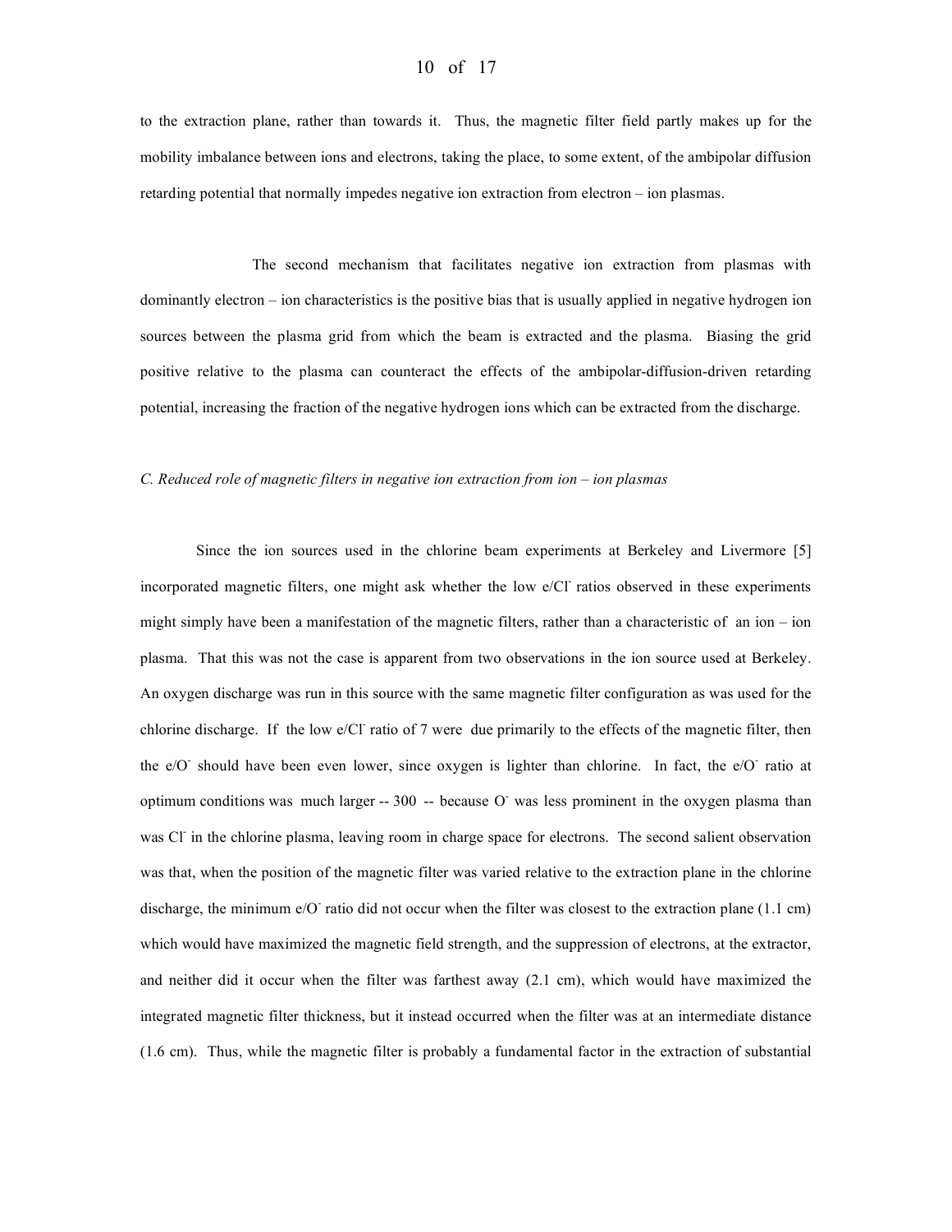to the extraction plane, rather than towards it. Thus, the magnetic filter field partly makes up for the mobility imbalance between ions and electrons, taking the place, to some extent, of the ambipolar diffusion retarding potential that normally impedes negative ion extraction from electron – ion plasmas.

The second mechanism that facilitates negative ion extraction from plasmas with dominantly electron – ion characteristics is the positive bias that is usually applied in negative hydrogen ion sources between the plasma grid from which the beam is extracted and the plasma. Biasing the grid positive relative to the plasma can counteract the effects of the ambipolar-diffusion-driven retarding potential, increasing the fraction of the negative hydrogen ions which can be extracted from the discharge.

*C. Reduced role of magnetic filters in negative ion extraction from ion – ion plasmas*

Since the ion sources used in the chlorine beam experiments at Berkeley and Livermore [5] incorporated magnetic filters, one might ask whether the low e/$Cl^-$ ratios observed in these experiments might simply have been a manifestation of the magnetic filters, rather than a characteristic of an ion – ion plasma. That this was not the case is apparent from two observations in the ion source used at Berkeley. An oxygen discharge was run in this source with the same magnetic filter configuration as was used for the chlorine discharge. If the low e/$Cl^-$ ratio of 7 were due primarily to the effects of the magnetic filter, then the e/$O^-$ should have been even lower, since oxygen is lighter than chlorine. In fact, the e/$O^-$ ratio at optimum conditions was much larger -- 300 -- because $O^-$ was less prominent in the oxygen plasma than was $Cl^-$ in the chlorine plasma, leaving room in charge space for electrons. The second salient observation was that, when the position of the magnetic filter was varied relative to the extraction plane in the chlorine discharge, the minimum e/$O^-$ ratio did not occur when the filter was closest to the extraction plane (1.1 cm) which would have maximized the magnetic field strength, and the suppression of electrons, at the extractor, and neither did it occur when the filter was farthest away (2.1 cm), which would have maximized the integrated magnetic filter thickness, but it instead occurred when the filter was at an intermediate distance (1.6 cm). Thus, while the magnetic filter is probably a fundamental factor in the extraction of substantial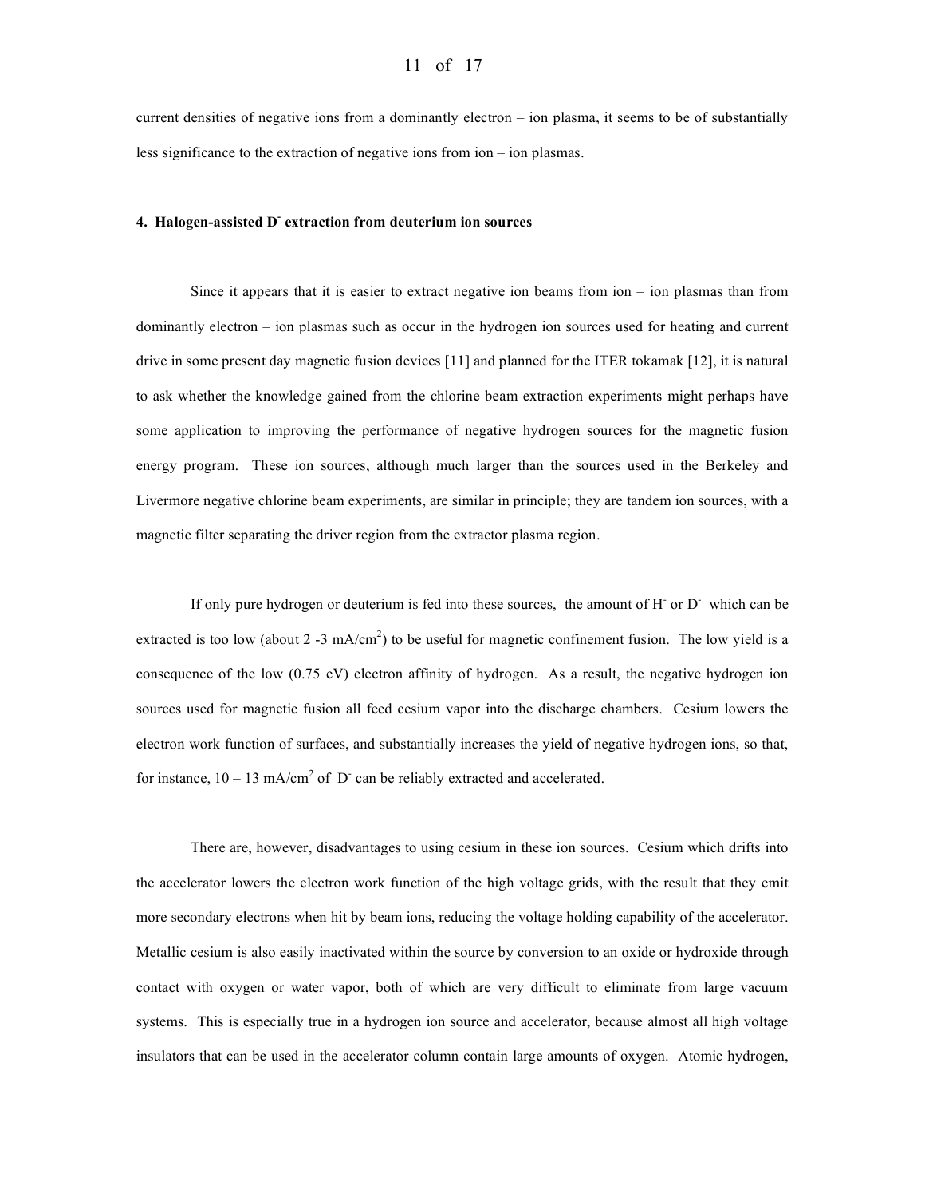current densities of negative ions from a dominantly electron – ion plasma, it seems to be of substantially less significance to the extraction of negative ions from ion – ion plasmas.

#### 4. Halogen-assisted $D^-$ extraction from deuterium ion sources

Since it appears that it is easier to extract negative ion beams from ion – ion plasmas than from dominantly electron – ion plasmas such as occur in the hydrogen ion sources used for heating and current drive in some present day magnetic fusion devices [11] and planned for the ITER tokamak [12], it is natural to ask whether the knowledge gained from the chlorine beam extraction experiments might perhaps have some application to improving the performance of negative hydrogen sources for the magnetic fusion energy program. These ion sources, although much larger than the sources used in the Berkeley and Livermore negative chlorine beam experiments, are similar in principle; they are tandem ion sources, with a magnetic filter separating the driver region from the extractor plasma region.

If only pure hydrogen or deuterium is fed into these sources, the amount of $H^-$ or $D^-$ which can be extracted is too low (about 2 -3 mA/cm$^2$) to be useful for magnetic confinement fusion. The low yield is a consequence of the low (0.75 eV) electron affinity of hydrogen. As a result, the negative hydrogen ion sources used for magnetic fusion all feed cesium vapor into the discharge chambers. Cesium lowers the electron work function of surfaces, and substantially increases the yield of negative hydrogen ions, so that, for instance, 10 – 13 mA/cm$^2$ of $D^-$ can be reliably extracted and accelerated.

There are, however, disadvantages to using cesium in these ion sources. Cesium which drifts into the accelerator lowers the electron work function of the high voltage grids, with the result that they emit more secondary electrons when hit by beam ions, reducing the voltage holding capability of the accelerator. Metallic cesium is also easily inactivated within the source by conversion to an oxide or hydroxide through contact with oxygen or water vapor, both of which are very difficult to eliminate from large vacuum systems. This is especially true in a hydrogen ion source and accelerator, because almost all high voltage insulators that can be used in the accelerator column contain large amounts of oxygen. Atomic hydrogen,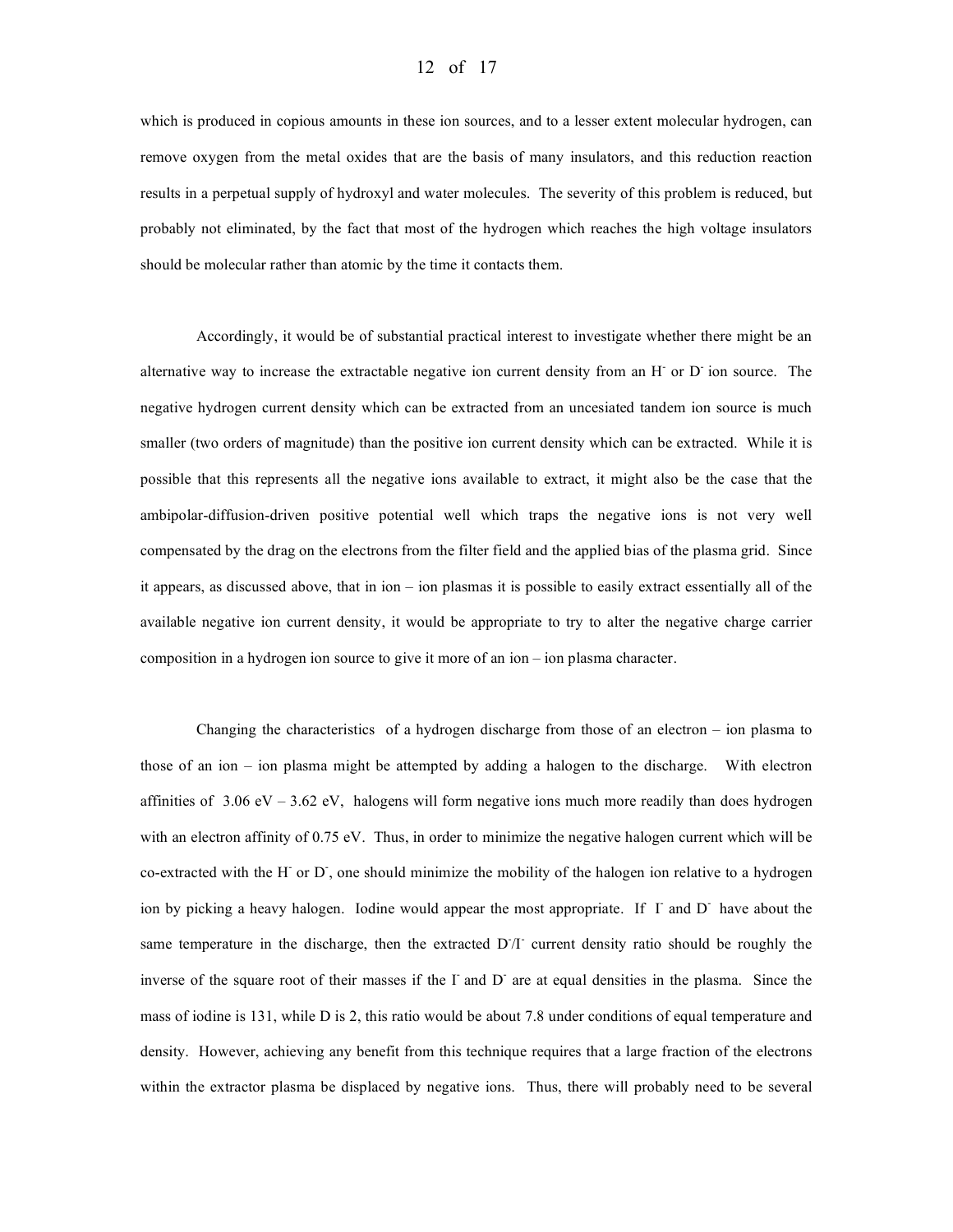which is produced in copious amounts in these ion sources, and to a lesser extent molecular hydrogen, can remove oxygen from the metal oxides that are the basis of many insulators, and this reduction reaction results in a perpetual supply of hydroxyl and water molecules. The severity of this problem is reduced, but probably not eliminated, by the fact that most of the hydrogen which reaches the high voltage insulators should be molecular rather than atomic by the time it contacts them.

Accordingly, it would be of substantial practical interest to investigate whether there might be an alternative way to increase the extractable negative ion current density from an $H^-$ or $D^-$ ion source. The negative hydrogen current density which can be extracted from an uncesiated tandem ion source is much smaller (two orders of magnitude) than the positive ion current density which can be extracted. While it is possible that this represents all the negative ions available to extract, it might also be the case that the ambipolar-diffusion-driven positive potential well which traps the negative ions is not very well compensated by the drag on the electrons from the filter field and the applied bias of the plasma grid. Since it appears, as discussed above, that in ion – ion plasmas it is possible to easily extract essentially all of the available negative ion current density, it would be appropriate to try to alter the negative charge carrier composition in a hydrogen ion source to give it more of an ion – ion plasma character.

Changing the characteristics of a hydrogen discharge from those of an electron – ion plasma to those of an ion – ion plasma might be attempted by adding a halogen to the discharge. With electron affinities of 3.06 eV – 3.62 eV, halogens will form negative ions much more readily than does hydrogen with an electron affinity of 0.75 eV. Thus, in order to minimize the negative halogen current which will be co-extracted with the $H^-$ or $D^-$, one should minimize the mobility of the halogen ion relative to a hydrogen ion by picking a heavy halogen. Iodine would appear the most appropriate. If $I^-$ and $D^-$ have about the same temperature in the discharge, then the extracted $D^-/I^-$ current density ratio should be roughly the inverse of the square root of their masses if the $I^-$ and $D^-$ are at equal densities in the plasma. Since the mass of iodine is 131, while D is 2, this ratio would be about 7.8 under conditions of equal temperature and density. However, achieving any benefit from this technique requires that a large fraction of the electrons within the extractor plasma be displaced by negative ions. Thus, there will probably need to be several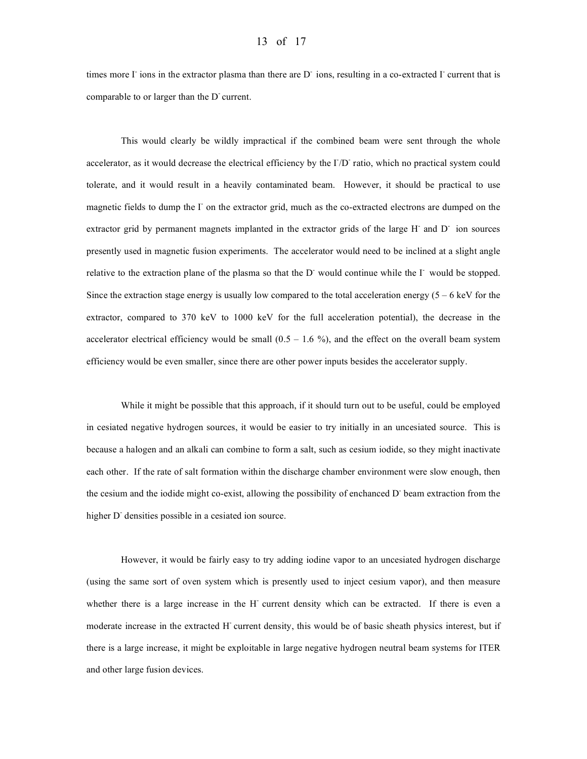times more $I^-$ ions in the extractor plasma than there are $D^-$ ions, resulting in a co-extracted $I^-$ current that is comparable to or larger than the $D^-$ current.

This would clearly be wildly impractical if the combined beam were sent through the whole accelerator, as it would decrease the electrical efficiency by the $I^-/D^-$ ratio, which no practical system could tolerate, and it would result in a heavily contaminated beam. However, it should be practical to use magnetic fields to dump the $I^-$ on the extractor grid, much as the co-extracted electrons are dumped on the extractor grid by permanent magnets implanted in the extractor grids of the large $H^-$ and $D^-$ ion sources presently used in magnetic fusion experiments. The accelerator would need to be inclined at a slight angle relative to the extraction plane of the plasma so that the $D^-$ would continue while the $I^-$ would be stopped. Since the extraction stage energy is usually low compared to the total acceleration energy (5 – 6 keV for the extractor, compared to 370 keV to 1000 keV for the full acceleration potential), the decrease in the accelerator electrical efficiency would be small (0.5 – 1.6 %), and the effect on the overall beam system efficiency would be even smaller, since there are other power inputs besides the accelerator supply.

While it might be possible that this approach, if it should turn out to be useful, could be employed in cesiated negative hydrogen sources, it would be easier to try initially in an uncesiated source. This is because a halogen and an alkali can combine to form a salt, such as cesium iodide, so they might inactivate each other. If the rate of salt formation within the discharge chamber environment were slow enough, then the cesium and the iodide might co-exist, allowing the possibility of enchanced $D^-$ beam extraction from the higher $D^-$ densities possible in a cesiated ion source.

However, it would be fairly easy to try adding iodine vapor to an uncesiated hydrogen discharge (using the same sort of oven system which is presently used to inject cesium vapor), and then measure whether there is a large increase in the $H^-$ current density which can be extracted. If there is even a moderate increase in the extracted $H^-$ current density, this would be of basic sheath physics interest, but if there is a large increase, it might be exploitable in large negative hydrogen neutral beam systems for ITER and other large fusion devices.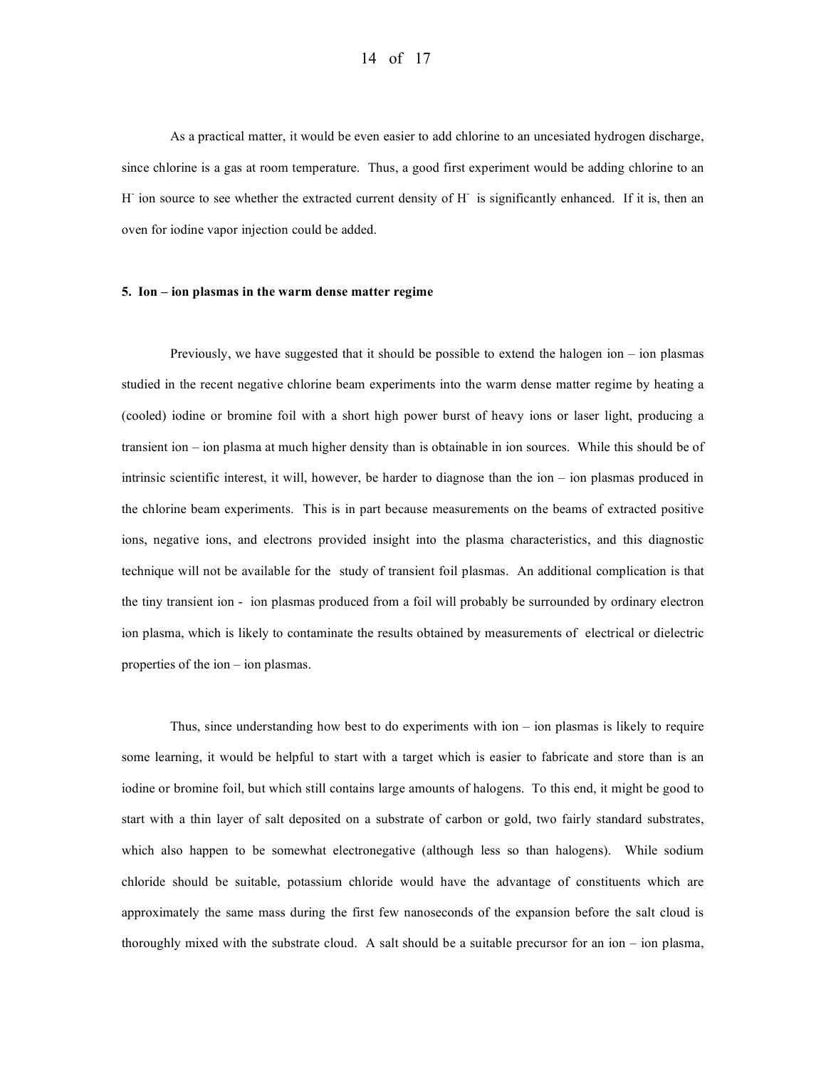As a practical matter, it would be even easier to add chlorine to an uncesiated hydrogen discharge, since chlorine is a gas at room temperature. Thus, a good first experiment would be adding chlorine to an $H^-$ ion source to see whether the extracted current density of $H^-$ is significantly enhanced. If it is, then an oven for iodine vapor injection could be added.

**5. Ion – ion plasmas in the warm dense matter regime**

Previously, we have suggested that it should be possible to extend the halogen ion – ion plasmas studied in the recent negative chlorine beam experiments into the warm dense matter regime by heating a (cooled) iodine or bromine foil with a short high power burst of heavy ions or laser light, producing a transient ion – ion plasma at much higher density than is obtainable in ion sources. While this should be of intrinsic scientific interest, it will, however, be harder to diagnose than the ion – ion plasmas produced in the chlorine beam experiments. This is in part because measurements on the beams of extracted positive ions, negative ions, and electrons provided insight into the plasma characteristics, and this diagnostic technique will not be available for the study of transient foil plasmas. An additional complication is that the tiny transient ion - ion plasmas produced from a foil will probably be surrounded by ordinary electron ion plasma, which is likely to contaminate the results obtained by measurements of electrical or dielectric properties of the ion – ion plasmas.

Thus, since understanding how best to do experiments with ion – ion plasmas is likely to require some learning, it would be helpful to start with a target which is easier to fabricate and store than is an iodine or bromine foil, but which still contains large amounts of halogens. To this end, it might be good to start with a thin layer of salt deposited on a substrate of carbon or gold, two fairly standard substrates, which also happen to be somewhat electronegative (although less so than halogens). While sodium chloride should be suitable, potassium chloride would have the advantage of constituents which are approximately the same mass during the first few nanoseconds of the expansion before the salt cloud is thoroughly mixed with the substrate cloud. A salt should be a suitable precursor for an ion – ion plasma,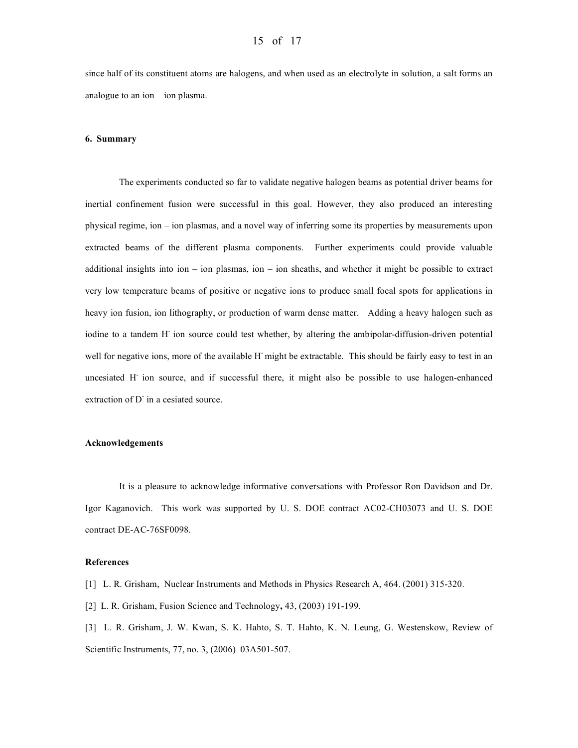since half of its constituent atoms are halogens, and when used as an electrolyte in solution, a salt forms an analogue to an ion – ion plasma.

### 6. Summary

The experiments conducted so far to validate negative halogen beams as potential driver beams for inertial confinement fusion were successful in this goal. However, they also produced an interesting physical regime, ion – ion plasmas, and a novel way of inferring some its properties by measurements upon extracted beams of the different plasma components. Further experiments could provide valuable additional insights into ion – ion plasmas, ion – ion sheaths, and whether it might be possible to extract very low temperature beams of positive or negative ions to produce small focal spots for applications in heavy ion fusion, ion lithography, or production of warm dense matter. Adding a heavy halogen such as iodine to a tandem $H^-$ ion source could test whether, by altering the ambipolar-diffusion-driven potential well for negative ions, more of the available $H^-$ might be extractable. This should be fairly easy to test in an uncesiated $H^-$ ion source, and if successful there, it might also be possible to use halogen-enhanced extraction of $D^-$ in a cesiated source.

### Acknowledgements

It is a pleasure to acknowledge informative conversations with Professor Ron Davidson and Dr. Igor Kaganovich. This work was supported by U. S. DOE contract AC02-CH03073 and U. S. DOE contract DE-AC-76SF0098.

### References

[1] L. R. Grisham, Nuclear Instruments and Methods in Physics Research A, 464. (2001) 315-320.

[2] L. R. Grisham, Fusion Science and Technology**,** 43, (2003) 191-199.

[3] L. R. Grisham, J. W. Kwan, S. K. Hahto, S. T. Hahto, K. N. Leung, G. Westenskow, Review of Scientific Instruments, 77, no. 3, (2006) 03A501-507.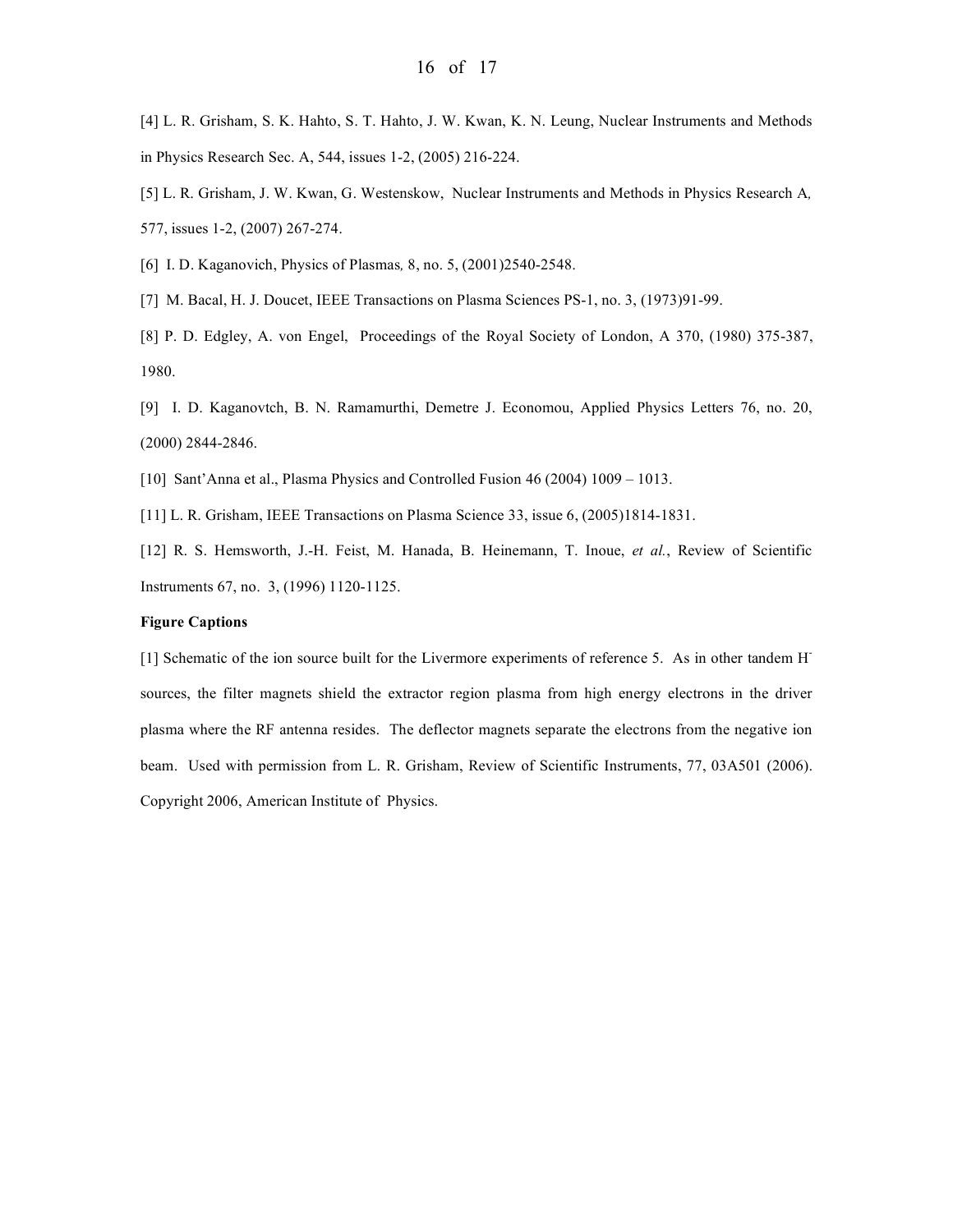[4] L. R. Grisham, S. K. Hahto, S. T. Hahto, J. W. Kwan, K. N. Leung, Nuclear Instruments and Methods in Physics Research Sec. A, 544, issues 1-2, (2005) 216-224.

[5] L. R. Grisham, J. W. Kwan, G. Westenskow, Nuclear Instruments and Methods in Physics Research A, 577, issues 1-2, (2007) 267-274.

[6] I. D. Kaganovich, Physics of Plasmas, 8, no. 5, (2001)2540-2548.

[7] M. Bacal, H. J. Doucet, IEEE Transactions on Plasma Sciences PS-1, no. 3, (1973)91-99.

[8] P. D. Edgley, A. von Engel, Proceedings of the Royal Society of London, A 370, (1980) 375-387, 1980.

[9] I. D. Kaganovtch, B. N. Ramamurthi, Demetre J. Economou, Applied Physics Letters 76, no. 20, (2000) 2844-2846.

[10] Sant'Anna et al., Plasma Physics and Controlled Fusion 46 (2004) 1009 – 1013.

[11] L. R. Grisham, IEEE Transactions on Plasma Science 33, issue 6, (2005)1814-1831.

[12] R. S. Hemsworth, J.-H. Feist, M. Hanada, B. Heinemann, T. Inoue, *et al.*, Review of Scientific Instruments 67, no. 3, (1996) 1120-1125.

**Figure Captions**

[1] Schematic of the ion source built for the Livermore experiments of reference 5. As in other tandem $H^-$ sources, the filter magnets shield the extractor region plasma from high energy electrons in the driver plasma where the RF antenna resides. The deflector magnets separate the electrons from the negative ion beam. Used with permission from L. R. Grisham, Review of Scientific Instruments, 77, 03A501 (2006). Copyright 2006, American Institute of Physics.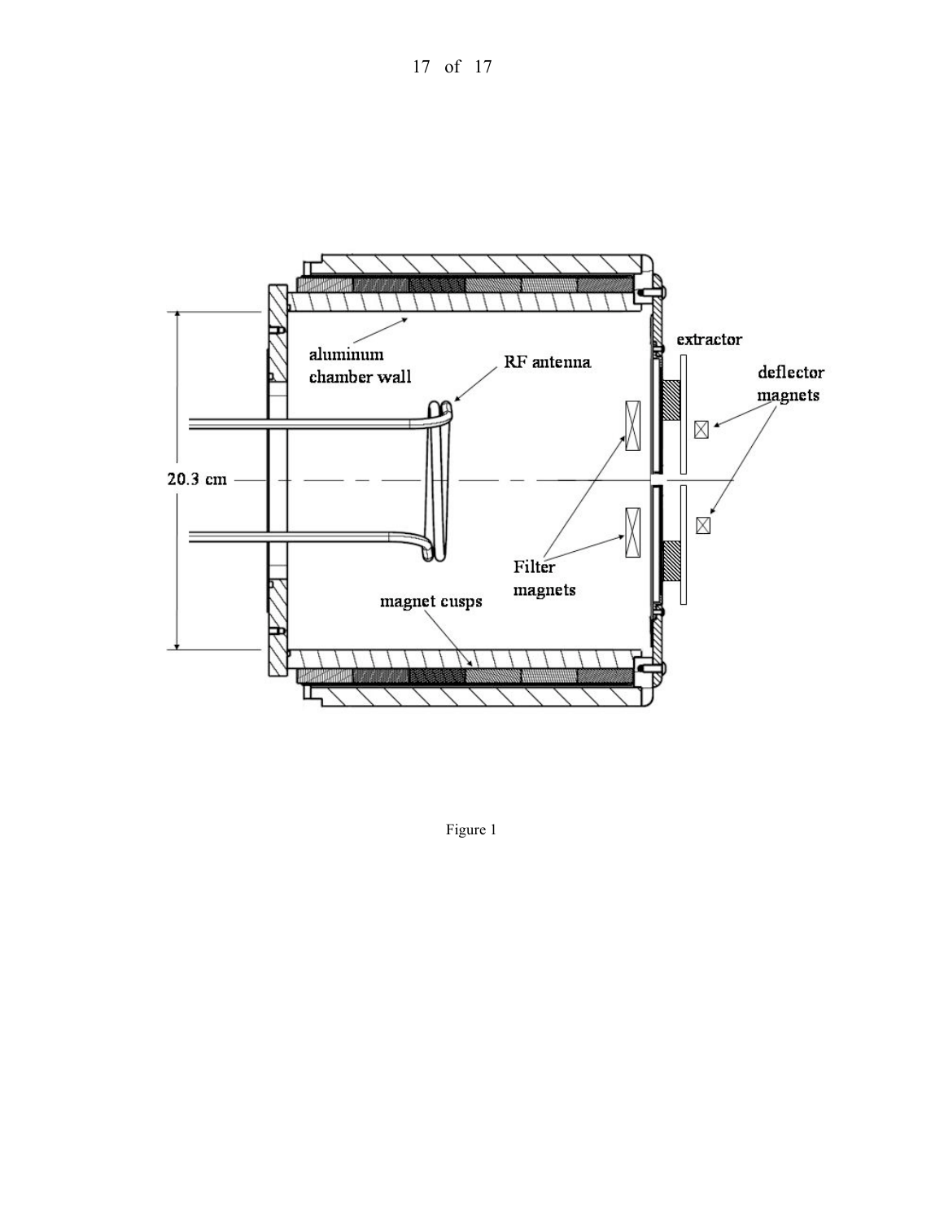20.3 cm

aluminum chamber wall

RF antenna

extractor

deflector magnets

Filter magnets

magnet cusps

Figure 1